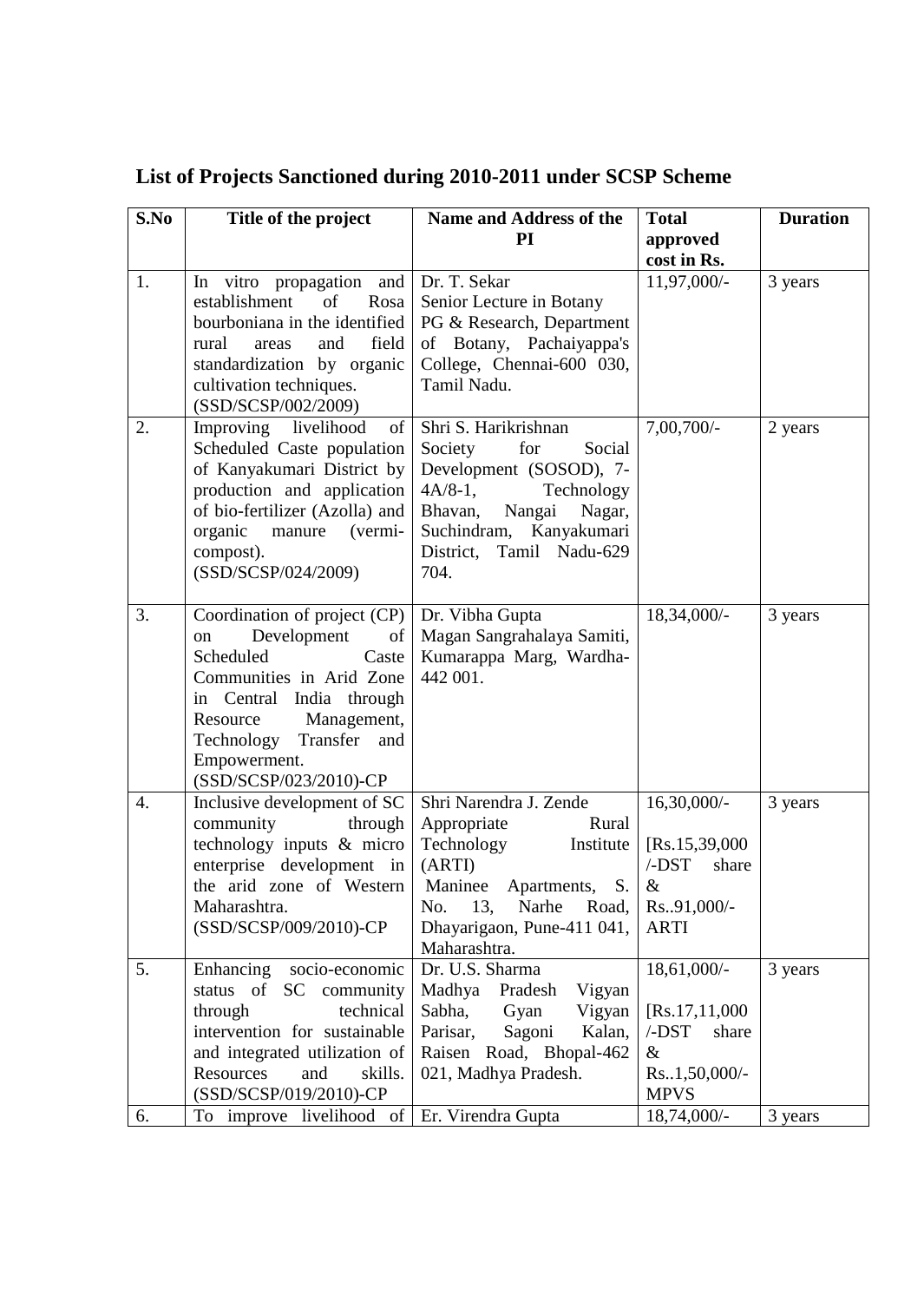# List of Projects Sanctioned during 2010-2011 under SCSP Scheme

| S.No | Title of the project | Name and Address of the PI | Total approved cost in Rs. | Duration |
|---|---|---|---|---|
| 1. | In vitro propagation and establishment of Rosa bourboniana in the identified rural areas and field standardization by organic cultivation techniques. (SSD/SCSP/002/2009) | Dr. T. Sekar Senior Lecture in Botany PG & Research, Department of Botany, Pachaiyappa's College, Chennai-600 030, Tamil Nadu. | 11,97,000/- | 3 years |
| 2. | Improving livelihood of Scheduled Caste population of Kanyakumari District by production and application of bio-fertilizer (Azolla) and organic manure (vermi-compost). (SSD/SCSP/024/2009) | Shri S. Harikrishnan Society for Social Development (SOSOD), 7-4A/8-1, Technology Bhavan, Nangai Nagar, Suchindram, Kanyakumari District, Tamil Nadu-629 704. | 7,00,700/- | 2 years |
| 3. | Coordination of project (CP) on Development of Scheduled Caste Communities in Arid Zone in Central India through Resource Management, Technology Transfer and Empowerment. (SSD/SCSP/023/2010)-CP | Dr. Vibha Gupta Magan Sangrahalaya Samiti, Kumarappa Marg, Wardha-442 001. | 18,34,000/- | 3 years |
| 4. | Inclusive development of SC community through technology inputs & micro enterprise development in the arid zone of Western Maharashtra. (SSD/SCSP/009/2010)-CP | Shri Narendra J. Zende Appropriate Rural Technology Institute (ARTI) Maninee Apartments, S. No. 13, Narhe Road, Dhayarigaon, Pune-411 041, Maharashtra. | 16,30,000/- [Rs.15,39,000 /-DST share & Rs..91,000/- ARTI | 3 years |
| 5. | Enhancing socio-economic status of SC community through technical intervention for sustainable and integrated utilization of Resources and skills. (SSD/SCSP/019/2010)-CP | Dr. U.S. Sharma Madhya Pradesh Vigyan Sabha, Gyan Vigyan Parisar, Sagoni Kalan, Raisen Road, Bhopal-462 021, Madhya Pradesh. | 18,61,000/- [Rs.17,11,000 /-DST share & Rs..1,50,000/- MPVS | 3 years |
| 6. | To improve livelihood of | Er. Virendra Gupta | 18,74,000/- | 3 years |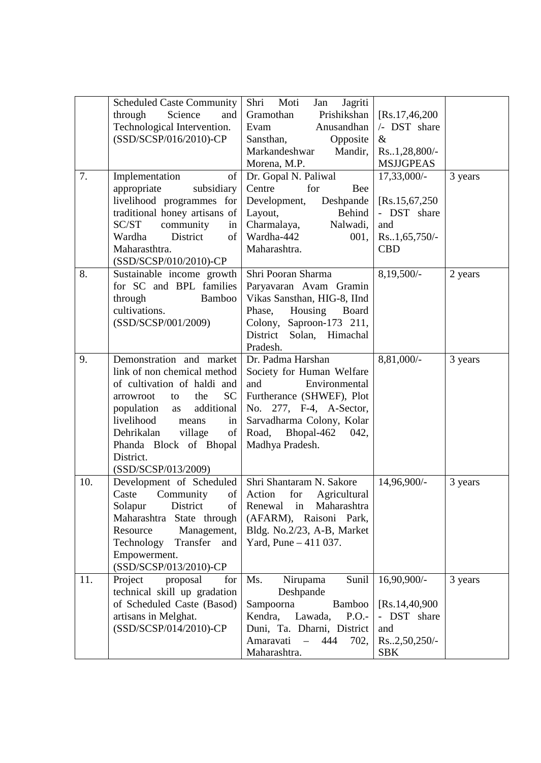| | | | | |
|---|---|---|---|---|
| | Scheduled Caste Community through Science and Technological Intervention. (SSD/SCSP/016/2010)-CP | Shri Moti Jan Jagriti Gramothan Prishikshan Evam Anusandhan Sansthan, Opposite Markandeshwar Mandir, Morena, M.P. | [Rs.17,46,200 /- DST share & Rs..1,28,800/- MSJJGPEAS | |
| 7. | Implementation of appropriate subsidiary livelihood programmes for traditional honey artisans of SC/ST community in Wardha District of Maharasthtra. (SSD/SCSP/010/2010)-CP | Dr. Gopal N. Paliwal Centre for Bee Development, Deshpande Layout, Behind Charmalaya, Nalwadi, Wardha-442 001, Maharashtra. | 17,33,000/- [Rs.15,67,250 - DST share and Rs..1,65,750/- CBD | 3 years |
| 8. | Sustainable income growth for SC and BPL families through Bamboo cultivations. (SSD/SCSP/001/2009) | Shri Pooran Sharma Paryavaran Avam Gramin Vikas Sansthan, HIG-8, IInd Phase, Housing Board Colony, Saproon-173 211, District Solan, Himachal Pradesh. | 8,19,500/- | 2 years |
| 9. | Demonstration and market link of non chemical method of cultivation of haldi and arrowroot to the SC population as additional livelihood means in Dehrikalan village of Phanda Block of Bhopal District. (SSD/SCSP/013/2009) | Dr. Padma Harshan Society for Human Welfare and Environmental Furtherance (SHWEF), Plot No. 277, F-4, A-Sector, Sarvadharma Colony, Kolar Road, Bhopal-462 042, Madhya Pradesh. | 8,81,000/- | 3 years |
| 10. | Development of Scheduled Caste Community of Solapur District of Maharashtra State through Resource Management, Technology Transfer and Empowerment. (SSD/SCSP/013/2010)-CP | Shri Shantaram N. Sakore Action for Agricultural Renewal in Maharashtra (AFARM), Raisoni Park, Bldg. No.2/23, A-B, Market Yard, Pune – 411 037. | 14,96,900/- | 3 years |
| 11. | Project proposal for technical skill up gradation of Scheduled Caste (Basod) artisans in Melghat. (SSD/SCSP/014/2010)-CP | Ms. Nirupama Sunil Deshpande Sampoorna Bamboo Kendra, Lawada, P.O.- Duni, Ta. Dharni, District Amaravati – 444 702, Maharashtra. | 16,90,900/- [Rs.14,40,900 - DST share and Rs..2,50,250/- SBK | 3 years |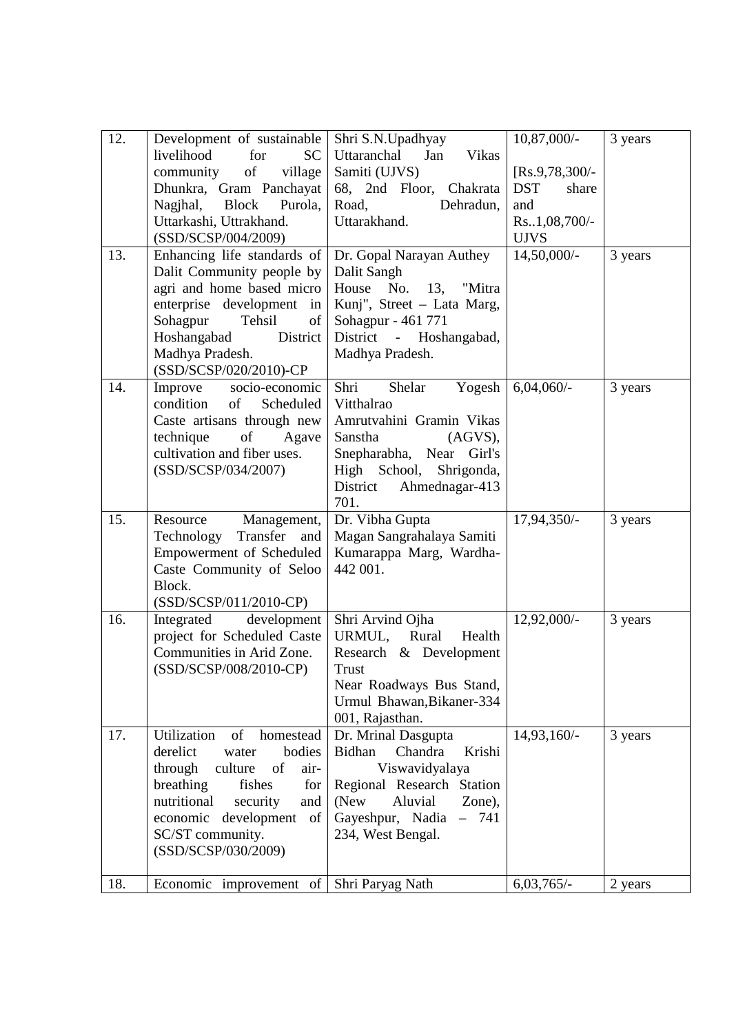| 12. | Development of sustainable livelihood for SC community of village Dhunkra, Gram Panchayat Nagjhal, Block Purola, Uttarkashi, Uttrakhand. (SSD/SCSP/004/2009) | Shri S.N.Upadhyay Uttaranchal Jan Vikas Samiti (UJVS) 68, 2nd Floor, Chakrata Road, Dehradun, Uttarakhand. | 10,87,000/- [Rs.9,78,300/- DST share and Rs..1,08,700/- UJVS | 3 years |
|---|---|---|---|---|
| 13. | Enhancing life standards of Dalit Community people by agri and home based micro enterprise development in Sohagpur Tehsil of Hoshangabad District Madhya Pradesh. (SSD/SCSP/020/2010)-CP | Dr. Gopal Narayan Authey Dalit Sangh House No. 13, "Mitra Kunj", Street – Lata Marg, Sohagpur - 461 771 District - Hoshangabad, Madhya Pradesh. | 14,50,000/- | 3 years |
| 14. | Improve socio-economic condition of Scheduled Caste artisans through new technique of Agave cultivation and fiber uses. (SSD/SCSP/034/2007) | Shri Shelar Yogesh Vitthalrao Amrutvahini Gramin Vikas Sanstha (AGVS), Snepharabha, Near Girl's High School, Shrigonda, District Ahmednagar-413 701. | 6,04,060/- | 3 years |
| 15. | Resource Management, Technology Transfer and Empowerment of Scheduled Caste Community of Seloo Block. (SSD/SCSP/011/2010-CP) | Dr. Vibha Gupta Magan Sangrahalaya Samiti Kumarappa Marg, Wardha-442 001. | 17,94,350/- | 3 years |
| 16. | Integrated development project for Scheduled Caste Communities in Arid Zone. (SSD/SCSP/008/2010-CP) | Shri Arvind Ojha URMUL, Rural Health Research & Development Trust Near Roadways Bus Stand, Urmul Bhawan,Bikaner-334 001, Rajasthan. | 12,92,000/- | 3 years |
| 17. | Utilization of homestead derelict water bodies through culture of air-breathing fishes for nutritional security and economic development of SC/ST community. (SSD/SCSP/030/2009) | Dr. Mrinal Dasgupta Bidhan Chandra Krishi Viswavidyalaya Regional Research Station (New Aluvial Zone), Gayeshpur, Nadia – 741 234, West Bengal. | 14,93,160/- | 3 years |
| 18. | Economic improvement of | Shri Paryag Nath | 6,03,765/- | 2 years |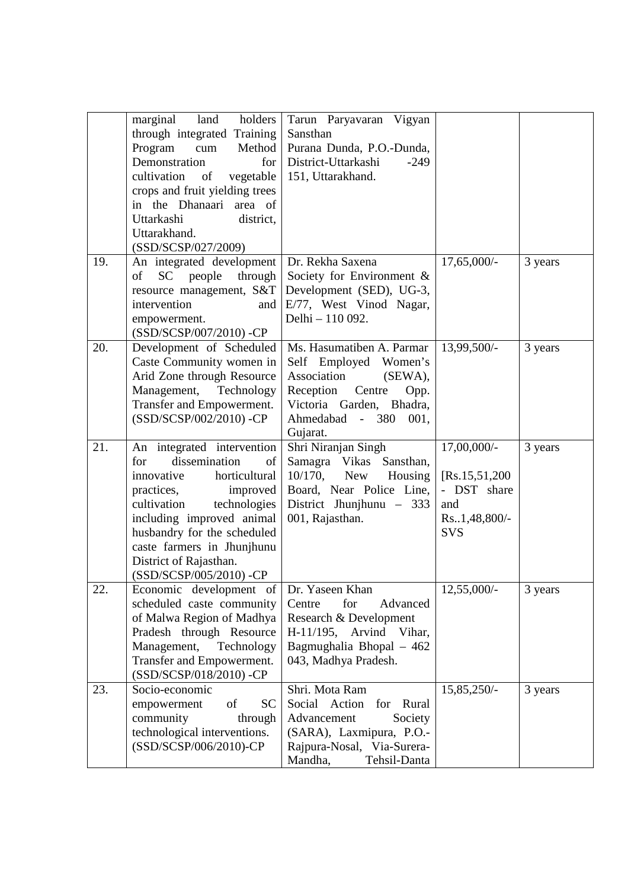| | | | | |
|---|---|---|---|---|
| | marginal land holders through integrated Training Program cum Method Demonstration for cultivation of vegetable crops and fruit yielding trees in the Dhanaari area of Uttarkashi district, Uttarakhand. (SSD/SCSP/027/2009) | Tarun Paryavaran Vigyan Sansthan Purana Dunda, P.O.-Dunda, District-Uttarkashi -249 151, Uttarakhand. | | |
| 19. | An integrated development of SC people through resource management, S&T intervention and empowerment. (SSD/SCSP/007/2010) -CP | Dr. Rekha Saxena Society for Environment & Development (SED), UG-3, E/77, West Vinod Nagar, Delhi – 110 092. | 17,65,000/- | 3 years |
| 20. | Development of Scheduled Caste Community women in Arid Zone through Resource Management, Technology Transfer and Empowerment. (SSD/SCSP/002/2010) -CP | Ms. Hasumatiben A. Parmar Self Employed Women's Association (SEWA), Reception Centre Opp. Victoria Garden, Bhadra, Ahmedabad - 380 001, Gujarat. | 13,99,500/- | 3 years |
| 21. | An integrated intervention for dissemination of innovative horticultural practices, improved cultivation technologies including improved animal husbandry for the scheduled caste farmers in Jhunjhunu District of Rajasthan. (SSD/SCSP/005/2010) -CP | Shri Niranjan Singh Samagra Vikas Sansthan, 10/170, New Housing Board, Near Police Line, District Jhunjhunu – 333 001, Rajasthan. | 17,00,000/- [Rs.15,51,200 - DST share and Rs..1,48,800/- SVS | 3 years |
| 22. | Economic development of scheduled caste community of Malwa Region of Madhya Pradesh through Resource Management, Technology Transfer and Empowerment. (SSD/SCSP/018/2010) -CP | Dr. Yaseen Khan Centre for Advanced Research & Development H-11/195, Arvind Vihar, Bagmughalia Bhopal – 462 043, Madhya Pradesh. | 12,55,000/- | 3 years |
| 23. | Socio-economic empowerment of SC community through technological interventions. (SSD/SCSP/006/2010)-CP | Shri. Mota Ram Social Action for Rural Advancement Society (SARA), Laxmipura, P.O.- Rajpura-Nosal, Via-Surera-Mandha, Tehsil-Danta | 15,85,250/- | 3 years |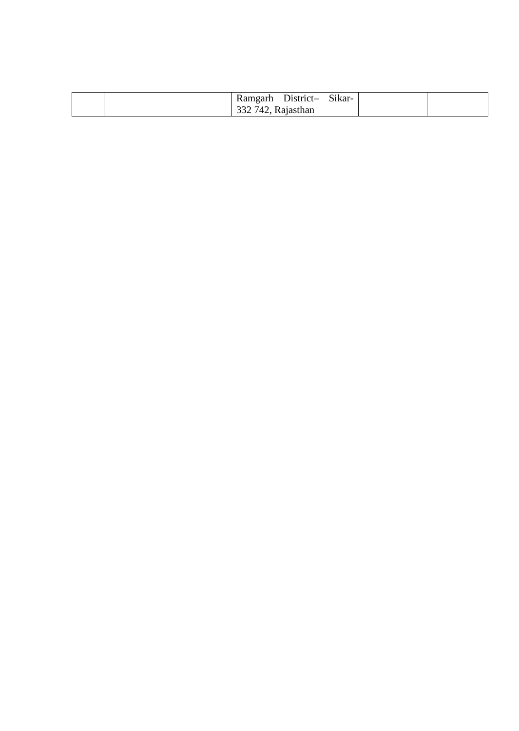| | | | | |
|---|---|---|---|---|
| | | Ramgarh District– Sikar- 332 742, Rajasthan | | |